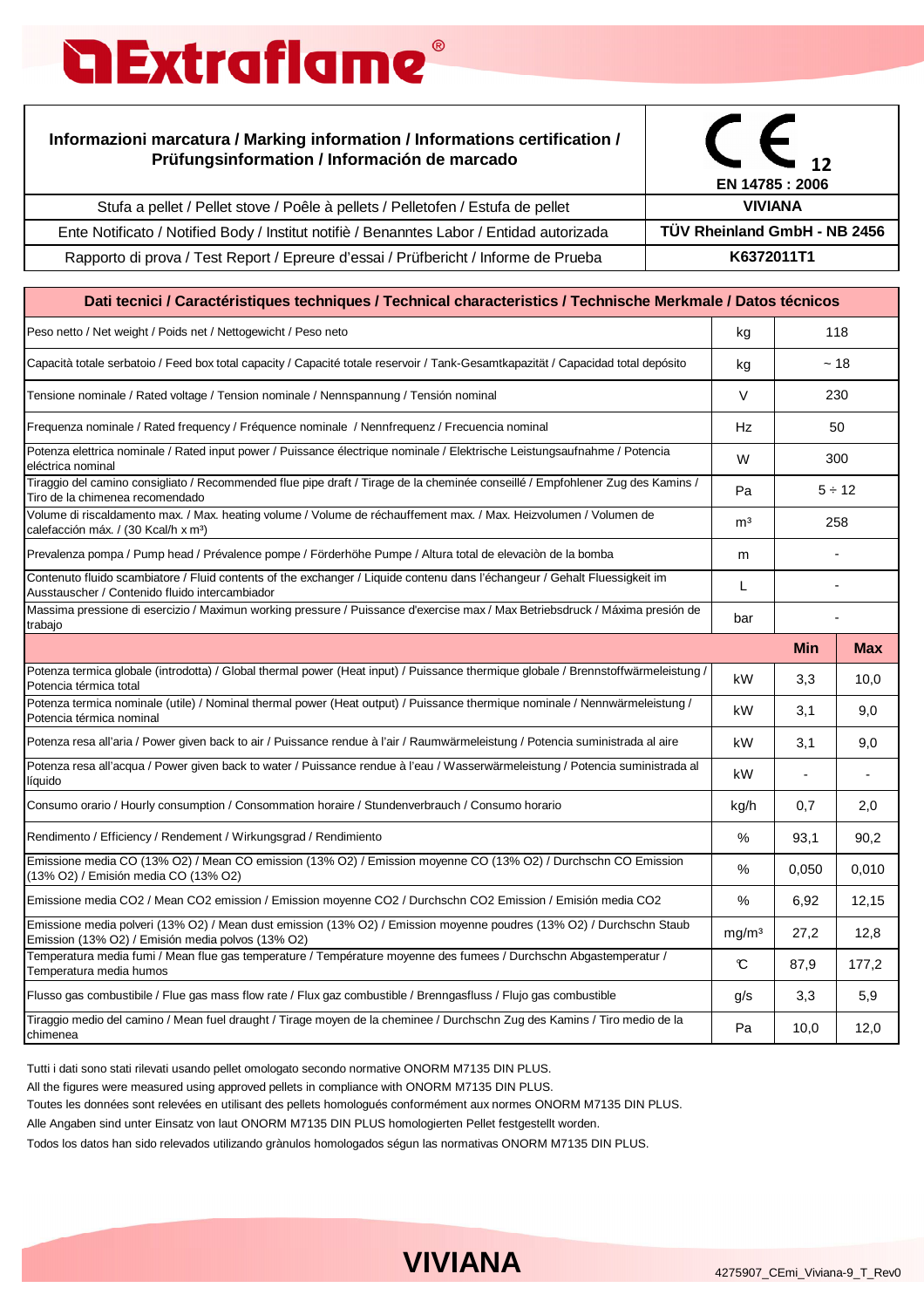# Extraflame®

| Informazioni marcatura / Marking information / Informations certification / Prüfungsinformation / Información de marcado | CE 12 EN 14785 : 2006 |
|---|---|
| Stufa a pellet / Pellet stove / Poêle à pellets / Pelletofen / Estufa de pellet | **VIVIANA** |
| Ente Notificato / Notified Body / Institut notifiè / Benanntes Labor / Entidad autorizada | **TÜV Rheinland GmbH - NB 2456** |
| Rapporto di prova / Test Report / Epreure d'essai / Prüfbericht / Informe de Prueba | **K6372011T1** |

| Dati tecnici / Caractéristiques techniques / Technical characteristics / Technische Merkmale / Datos técnicos | | | |
|---|---|---|---|
| Peso netto / Net weight / Poids net / Nettogewicht / Peso neto | kg | 118 | |
| Capacità totale serbatoio / Feed box total capacity / Capacité totale reservoir / Tank-Gesamtkapazität / Capacidad total depósito | kg | ~ 18 | |
| Tensione nominale / Rated voltage / Tension nominale / Nennspannung / Tensión nominal | V | 230 | |
| Frequenza nominale / Rated frequency / Fréquence nominale / Nennfrequenz / Frecuencia nominal | Hz | 50 | |
| Potenza elettrica nominale / Rated input power / Puissance électrique nominale / Elektrische Leistungsaufnahme / Potencia eléctrica nominal | W | 300 | |
| Tiraggio del camino consigliato / Recommended flue pipe draft / Tirage de la cheminée conseillé / Empfohlener Zug des Kamins / Tiro de la chimenea recomendado | Pa | 5 ÷ 12 | |
| Volume di riscaldamento max. / Max. heating volume / Volume de réchauffement max. / Max. Heizvolumen / Volumen de calefacción máx. / (30 Kcal/h x m³) | m³ | 258 | |
| Prevalenza pompa / Pump head / Prévalence pompe / Förderhöhe Pumpe / Altura total de elevaciòn de la bomba | m | - | |
| Contenuto fluido scambiatore / Fluid contents of the exchanger / Liquide contenu dans l'échangeur / Gehalt Fluessigkeit im Ausstauscher / Contenido fluido intercambiador | L | - | |
| Massima pressione di esercizio / Maximun working pressure / Puissance d'exercise max / Max Betriebsdruck / Máxima presión de trabajo | bar | - | |
| | | **Min** | **Max** |
| Potenza termica globale (introdotta) / Global thermal power (Heat input) / Puissance thermique globale / Brennstoffwärmeleistung / Potencia térmica total | kW | 3,3 | 10,0 |
| Potenza termica nominale (utile) / Nominal thermal power (Heat output) / Puissance thermique nominale / Nennwärmeleistung / Potencia térmica nominal | kW | 3,1 | 9,0 |
| Potenza resa all'aria / Power given back to air / Puissance rendue à l'air / Raumwärmeleistung / Potencia suministrada al aire | kW | 3,1 | 9,0 |
| Potenza resa all'acqua / Power given back to water / Puissance rendue à l'eau / Wasserwärmeleistung / Potencia suministrada al líquido | kW | - | - |
| Consumo orario / Hourly consumption / Consommation horaire / Stundenverbrauch / Consumo horario | kg/h | 0,7 | 2,0 |
| Rendimento / Efficiency / Rendement / Wirkungsgrad / Rendimiento | % | 93,1 | 90,2 |
| Emissione media CO (13% O2) / Mean CO emission (13% O2) / Emission moyenne CO (13% O2) / Durchschn CO Emission (13% O2) / Emisión media CO (13% O2) | % | 0,050 | 0,010 |
| Emissione media CO2 / Mean CO2 emission / Emission moyenne CO2 / Durchschn CO2 Emission / Emisión media CO2 | % | 6,92 | 12,15 |
| Emissione media polveri (13% O2) / Mean dust emission (13% O2) / Emission moyenne poudres (13% O2) / Durchschn Staub Emission (13% O2) / Emisión media polvos (13% O2) | mg/m³ | 27,2 | 12,8 |
| Temperatura media fumi / Mean flue gas temperature / Température moyenne des fumees / Durchschn Abgastemperatur / Temperatura media humos | ℃ | 87,9 | 177,2 |
| Flusso gas combustibile / Flue gas mass flow rate / Flux gaz combustible / Brenngasfluss / Flujo gas combustible | g/s | 3,3 | 5,9 |
| Tiraggio medio del camino / Mean fuel draught / Tirage moyen de la cheminee / Durchschn Zug des Kamins / Tiro medio de la chimenea | Pa | 10,0 | 12,0 |

Tutti i dati sono stati rilevati usando pellet omologato secondo normative ONORM M7135 DIN PLUS.

All the figures were measured using approved pellets in compliance with ONORM M7135 DIN PLUS.

Toutes les données sont relevées en utilisant des pellets homologués conformément aux normes ONORM M7135 DIN PLUS.

Alle Angaben sind unter Einsatz von laut ONORM M7135 DIN PLUS homologierten Pellet festgestellt worden.

Todos los datos han sido relevados utilizando grànulos homologados ségun las normativas ONORM M7135 DIN PLUS.

**VIVIANA**

4275907_CEmi_Viviana-9_T_Rev0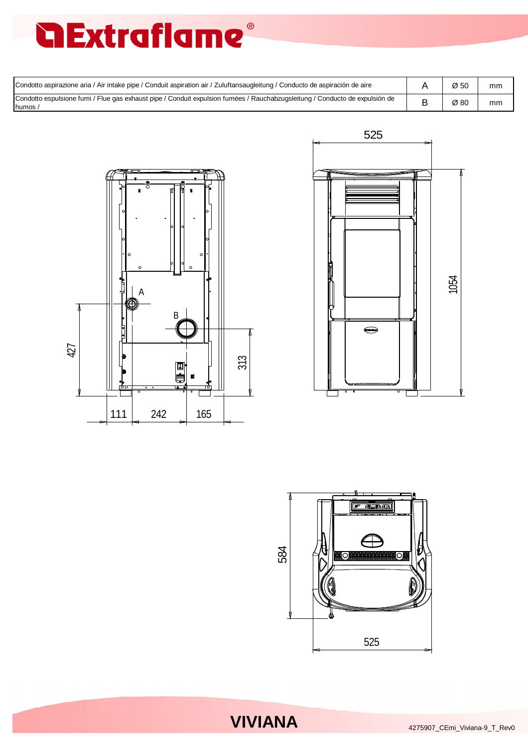# Extraflame®

| | | | |
|---|---|---|---|
| Condotto aspirazione aria / Air intake pipe / Conduit aspiration air / Zuluftansaugleitung / Conducto de aspiración de aire | A | Ø 50 | mm |
| Condotto espulsione fumi / Flue gas exhaust pipe / Conduit expulsion fumées / Rauchabzugsleitung / Conducto de expulsión de humos / | B | Ø 80 | mm |

A

B

427

313

111

242

165

525

1054

584

525

**VIVIANA**

4275907_CEmi_Viviana-9_T_Rev0